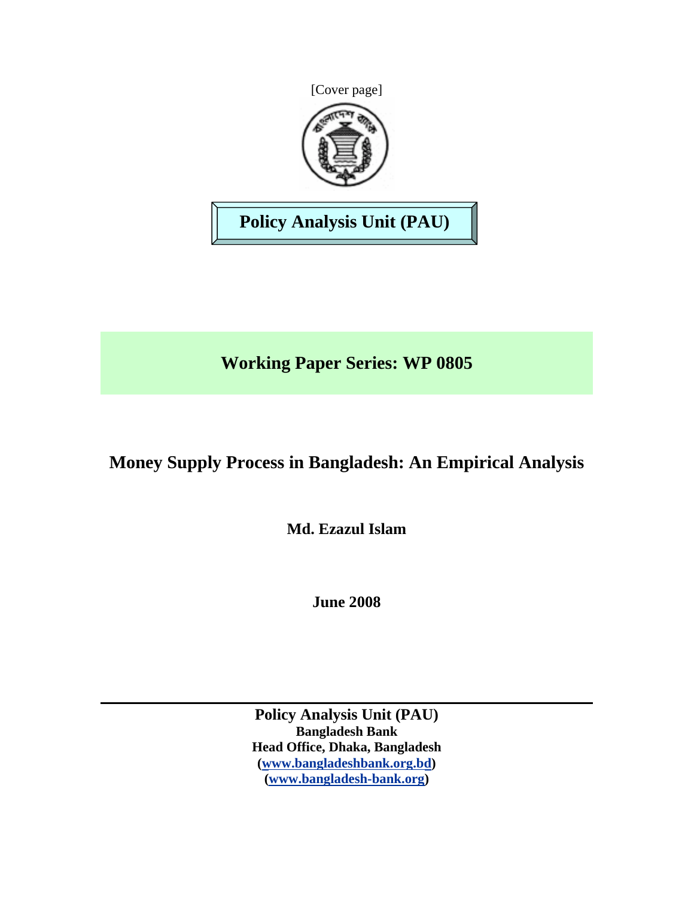[Cover page]

**Policy Analysis Unit (PAU)**

## Working Paper Series: WP 0805

# Money Supply Process in Bangladesh: An Empirical Analysis

**Md. Ezazul Islam**

**June 2008**

---

**Policy Analysis Unit (PAU)**
**Bangladesh Bank**
**Head Office, Dhaka, Bangladesh**
**(www.bangladeshbank.org.bd)**
**(www.bangladesh-bank.org)**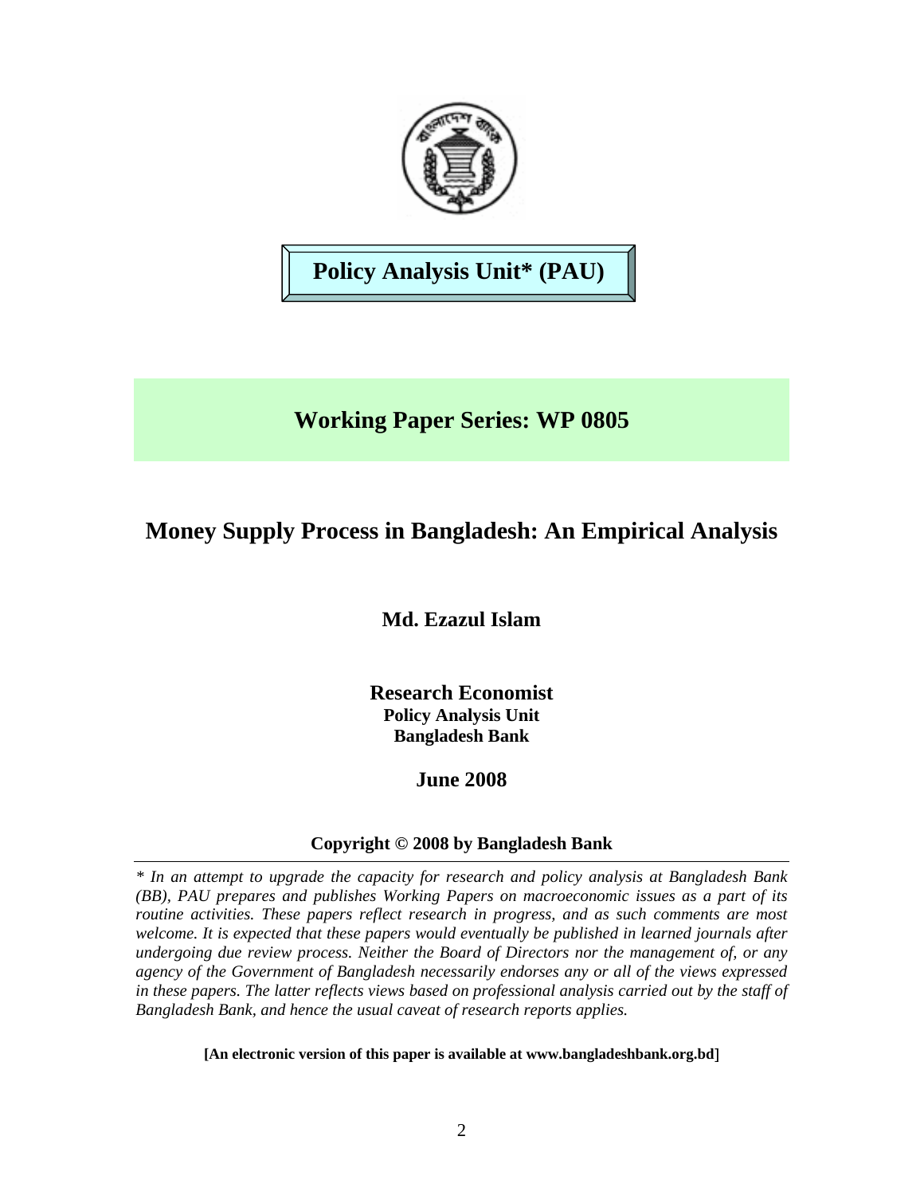**Policy Analysis Unit* (PAU)**

## Working Paper Series: WP 0805

# Money Supply Process in Bangladesh: An Empirical Analysis

**Md. Ezazul Islam**

**Research Economist**
**Policy Analysis Unit**
**Bangladesh Bank**

**June 2008**

**Copyright © 2008 by Bangladesh Bank**

---

*\* In an attempt to upgrade the capacity for research and policy analysis at Bangladesh Bank (BB), PAU prepares and publishes Working Papers on macroeconomic issues as a part of its routine activities. These papers reflect research in progress, and as such comments are most welcome. It is expected that these papers would eventually be published in learned journals after undergoing due review process. Neither the Board of Directors nor the management of, or any agency of the Government of Bangladesh necessarily endorses any or all of the views expressed in these papers. The latter reflects views based on professional analysis carried out by the staff of Bangladesh Bank, and hence the usual caveat of research reports applies.*

**[An electronic version of this paper is available at www.bangladeshbank.org.bd]**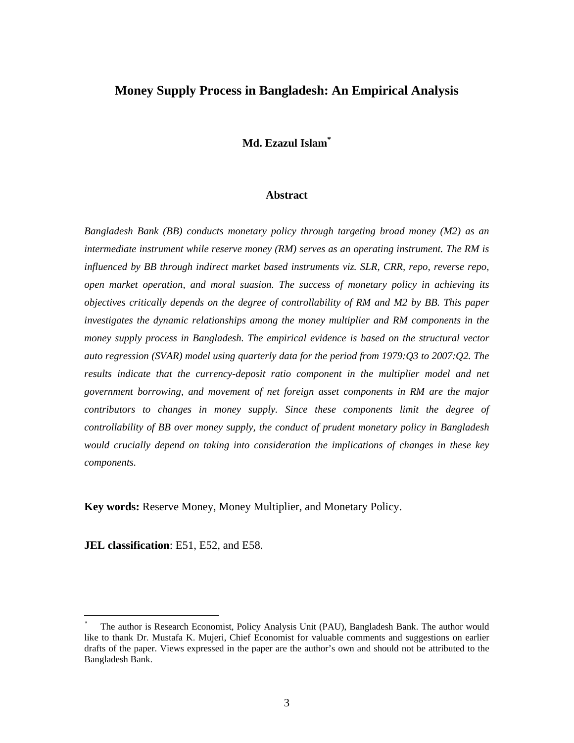# Money Supply Process in Bangladesh: An Empirical Analysis

**Md. Ezazul Islam***

## Abstract

*Bangladesh Bank (BB) conducts monetary policy through targeting broad money (M2) as an intermediate instrument while reserve money (RM) serves as an operating instrument. The RM is influenced by BB through indirect market based instruments viz. SLR, CRR, repo, reverse repo, open market operation, and moral suasion. The success of monetary policy in achieving its objectives critically depends on the degree of controllability of RM and M2 by BB. This paper investigates the dynamic relationships among the money multiplier and RM components in the money supply process in Bangladesh. The empirical evidence is based on the structural vector auto regression (SVAR) model using quarterly data for the period from 1979:Q3 to 2007:Q2. The results indicate that the currency-deposit ratio component in the multiplier model and net government borrowing, and movement of net foreign asset components in RM are the major contributors to changes in money supply. Since these components limit the degree of controllability of BB over money supply, the conduct of prudent monetary policy in Bangladesh would crucially depend on taking into consideration the implications of changes in these key components.*

**Key words:** Reserve Money, Money Multiplier, and Monetary Policy.

**JEL classification**: E51, E52, and E58.

---

\* The author is Research Economist, Policy Analysis Unit (PAU), Bangladesh Bank. The author would like to thank Dr. Mustafa K. Mujeri, Chief Economist for valuable comments and suggestions on earlier drafts of the paper. Views expressed in the paper are the author's own and should not be attributed to the Bangladesh Bank.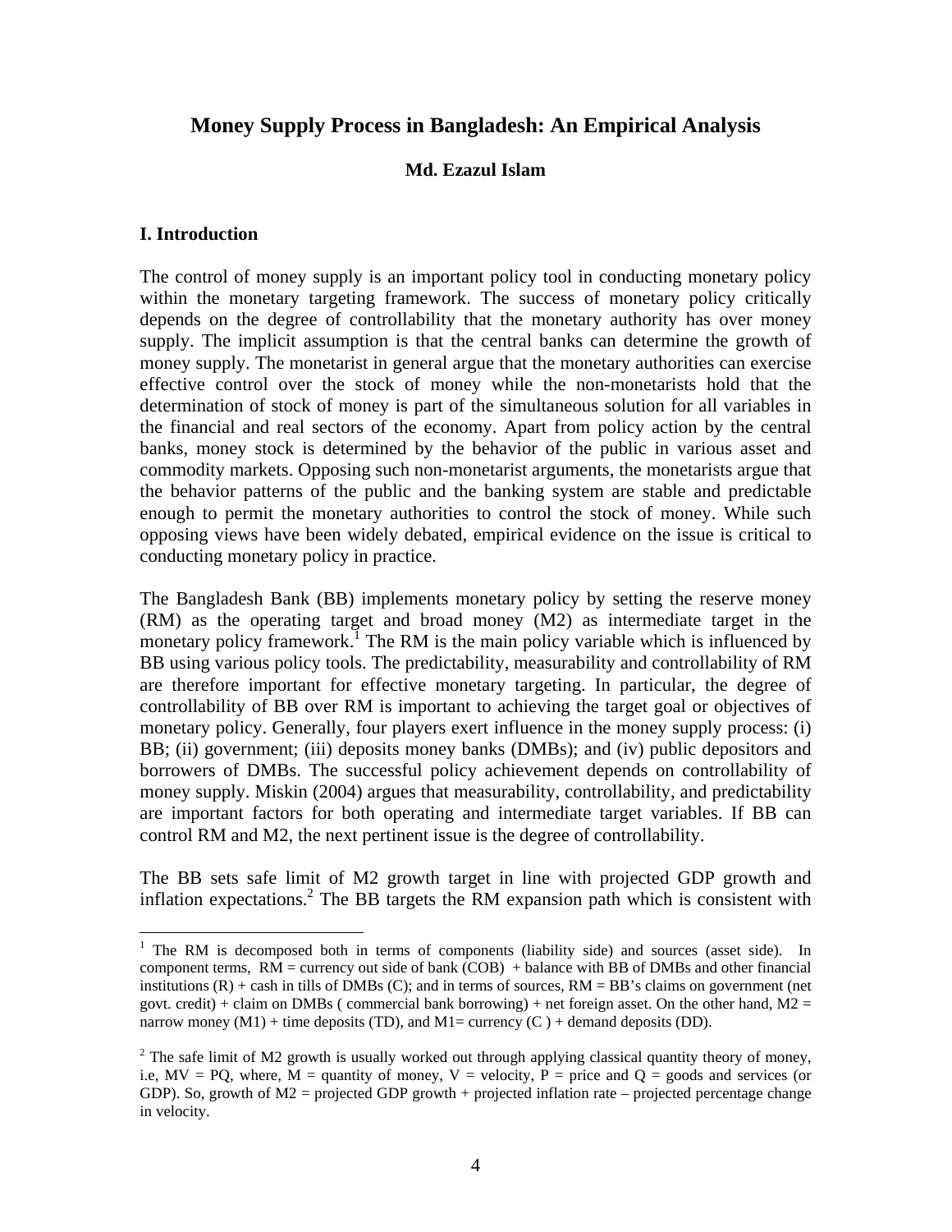# Money Supply Process in Bangladesh: An Empirical Analysis

**Md. Ezazul Islam**

## I. Introduction

The control of money supply is an important policy tool in conducting monetary policy within the monetary targeting framework. The success of monetary policy critically depends on the degree of controllability that the monetary authority has over money supply. The implicit assumption is that the central banks can determine the growth of money supply. The monetarist in general argue that the monetary authorities can exercise effective control over the stock of money while the non-monetarists hold that the determination of stock of money is part of the simultaneous solution for all variables in the financial and real sectors of the economy. Apart from policy action by the central banks, money stock is determined by the behavior of the public in various asset and commodity markets. Opposing such non-monetarist arguments, the monetarists argue that the behavior patterns of the public and the banking system are stable and predictable enough to permit the monetary authorities to control the stock of money. While such opposing views have been widely debated, empirical evidence on the issue is critical to conducting monetary policy in practice.

The Bangladesh Bank (BB) implements monetary policy by setting the reserve money (RM) as the operating target and broad money (M2) as intermediate target in the monetary policy framework.[1] The RM is the main policy variable which is influenced by BB using various policy tools. The predictability, measurability and controllability of RM are therefore important for effective monetary targeting. In particular, the degree of controllability of BB over RM is important to achieving the target goal or objectives of monetary policy. Generally, four players exert influence in the money supply process: (i) BB; (ii) government; (iii) deposits money banks (DMBs); and (iv) public depositors and borrowers of DMBs. The successful policy achievement depends on controllability of money supply. Miskin (2004) argues that measurability, controllability, and predictability are important factors for both operating and intermediate target variables. If BB can control RM and M2, the next pertinent issue is the degree of controllability.

The BB sets safe limit of M2 growth target in line with projected GDP growth and inflation expectations.[2] The BB targets the RM expansion path which is consistent with

---

[1] The RM is decomposed both in terms of components (liability side) and sources (asset side). In component terms, RM = currency out side of bank (COB) + balance with BB of DMBs and other financial institutions (R) + cash in tills of DMBs (C); and in terms of sources, RM = BB's claims on government (net govt. credit) + claim on DMBs ( commercial bank borrowing) + net foreign asset. On the other hand, M2 = narrow money (M1) + time deposits (TD), and M1= currency (C ) + demand deposits (DD).

[2] The safe limit of M2 growth is usually worked out through applying classical quantity theory of money, i.e, MV = PQ, where, M = quantity of money, V = velocity, P = price and Q = goods and services (or GDP). So, growth of M2 = projected GDP growth + projected inflation rate – projected percentage change in velocity.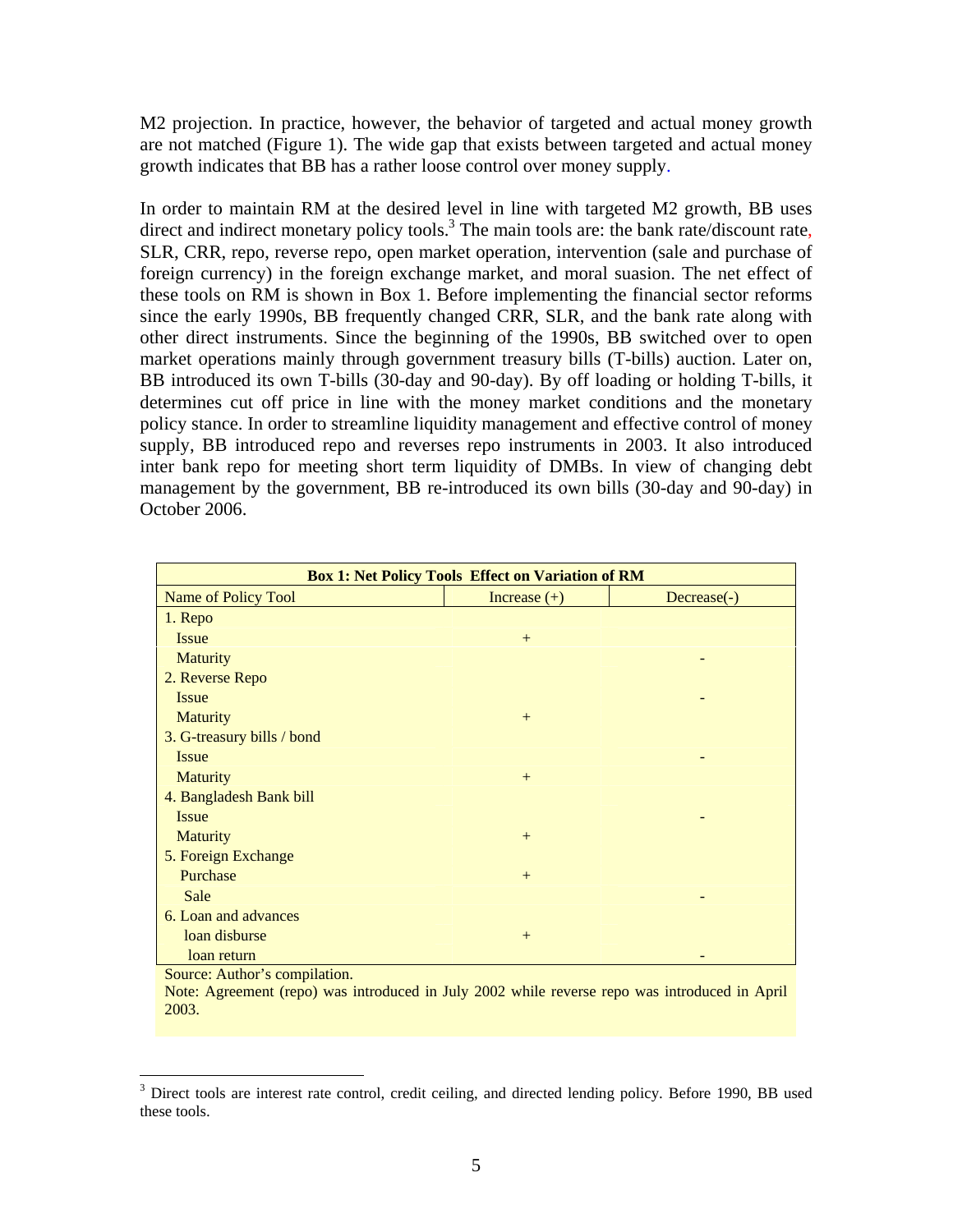M2 projection. In practice, however, the behavior of targeted and actual money growth are not matched (Figure 1). The wide gap that exists between targeted and actual money growth indicates that BB has a rather loose control over money supply.

In order to maintain RM at the desired level in line with targeted M2 growth, BB uses direct and indirect monetary policy tools.[3] The main tools are: the bank rate/discount rate, SLR, CRR, repo, reverse repo, open market operation, intervention (sale and purchase of foreign currency) in the foreign exchange market, and moral suasion. The net effect of these tools on RM is shown in Box 1. Before implementing the financial sector reforms since the early 1990s, BB frequently changed CRR, SLR, and the bank rate along with other direct instruments. Since the beginning of the 1990s, BB switched over to open market operations mainly through government treasury bills (T-bills) auction. Later on, BB introduced its own T-bills (30-day and 90-day). By off loading or holding T-bills, it determines cut off price in line with the money market conditions and the monetary policy stance. In order to streamline liquidity management and effective control of money supply, BB introduced repo and reverses repo instruments in 2003. It also introduced inter bank repo for meeting short term liquidity of DMBs. In view of changing debt management by the government, BB re-introduced its own bills (30-day and 90-day) in October 2006.

**Box 1: Net Policy Tools Effect on Variation of RM**

| Name of Policy Tool | Increase (+) | Decrease(-) |
|---|---|---|
| 1. Repo | | |
| Issue | + | |
| Maturity | | - |
| 2. Reverse Repo | | |
| Issue | | - |
| Maturity | + | |
| 3. G-treasury bills / bond | | |
| Issue | | - |
| Maturity | + | |
| 4. Bangladesh Bank bill | | |
| Issue | | - |
| Maturity | + | |
| 5. Foreign Exchange | | |
| Purchase | + | |
| Sale | | - |
| 6. Loan and advances | | |
| loan disburse | + | |
| loan return | | - |

Source: Author's compilation.

Note: Agreement (repo) was introduced in July 2002 while reverse repo was introduced in April 2003.

[3] Direct tools are interest rate control, credit ceiling, and directed lending policy. Before 1990, BB used these tools.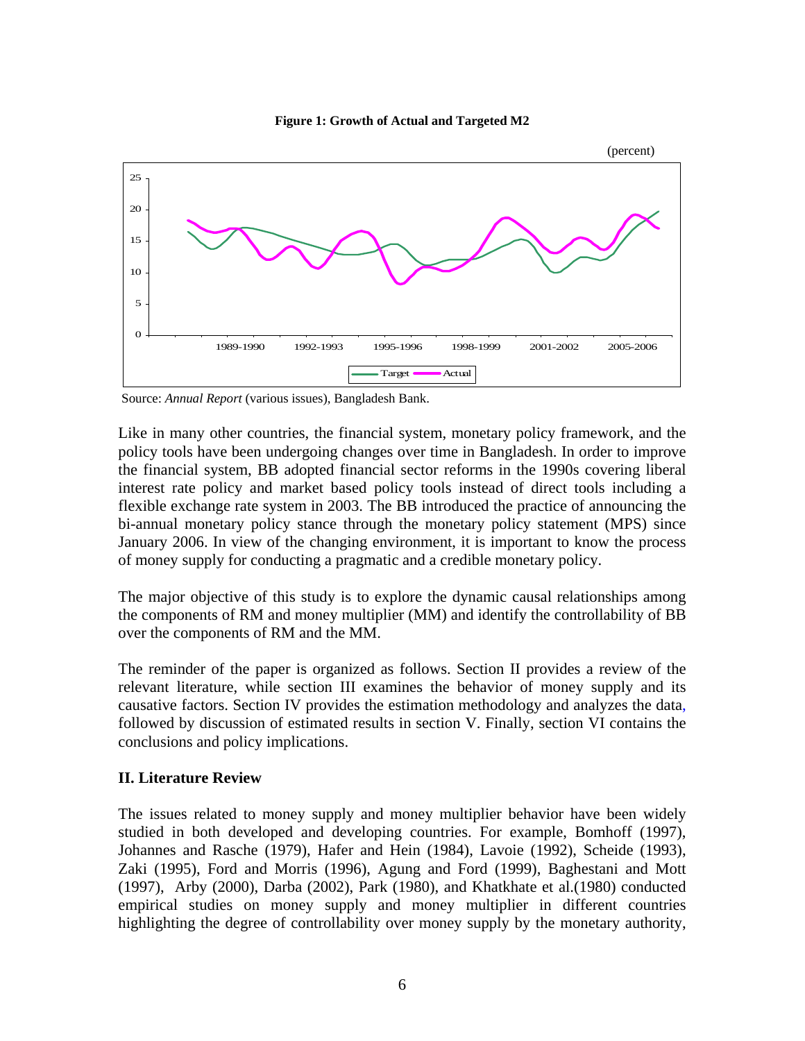**Figure 1: Growth of Actual and Targeted M2**

(percent)

Source: *Annual Report* (various issues), Bangladesh Bank.

Like in many other countries, the financial system, monetary policy framework, and the policy tools have been undergoing changes over time in Bangladesh. In order to improve the financial system, BB adopted financial sector reforms in the 1990s covering liberal interest rate policy and market based policy tools instead of direct tools including a flexible exchange rate system in 2003. The BB introduced the practice of announcing the bi-annual monetary policy stance through the monetary policy statement (MPS) since January 2006. In view of the changing environment, it is important to know the process of money supply for conducting a pragmatic and a credible monetary policy.

The major objective of this study is to explore the dynamic causal relationships among the components of RM and money multiplier (MM) and identify the controllability of BB over the components of RM and the MM.

The reminder of the paper is organized as follows. Section II provides a review of the relevant literature, while section III examines the behavior of money supply and its causative factors. Section IV provides the estimation methodology and analyzes the data, followed by discussion of estimated results in section V. Finally, section VI contains the conclusions and policy implications.

## II. Literature Review

The issues related to money supply and money multiplier behavior have been widely studied in both developed and developing countries. For example, Bomhoff (1997), Johannes and Rasche (1979), Hafer and Hein (1984), Lavoie (1992), Scheide (1993), Zaki (1995), Ford and Morris (1996), Agung and Ford (1999), Baghestani and Mott (1997), Arby (2000), Darba (2002), Park (1980), and Khatkhate et al.(1980) conducted empirical studies on money supply and money multiplier in different countries highlighting the degree of controllability over money supply by the monetary authority,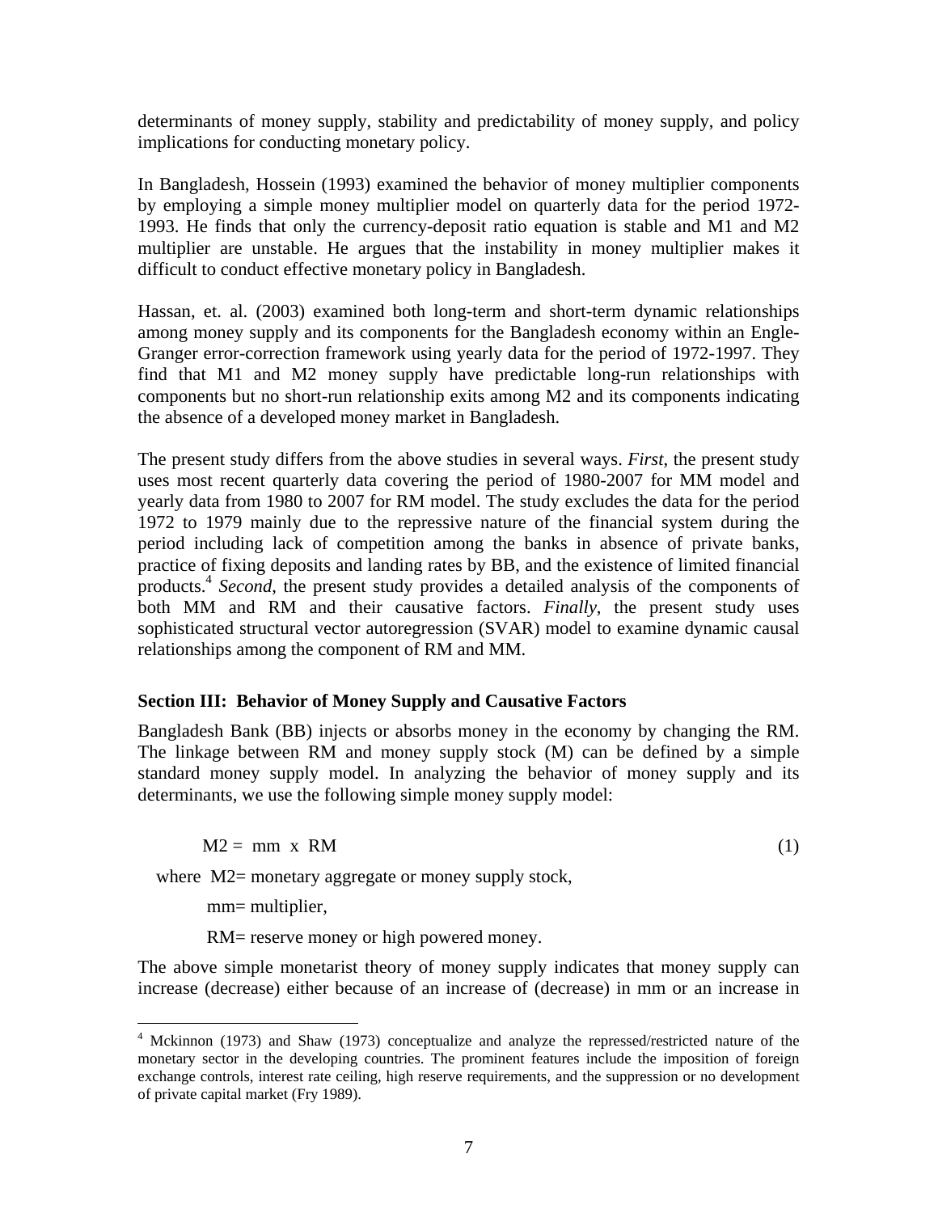determinants of money supply, stability and predictability of money supply, and policy implications for conducting monetary policy.

In Bangladesh, Hossein (1993) examined the behavior of money multiplier components by employing a simple money multiplier model on quarterly data for the period 1972-1993. He finds that only the currency-deposit ratio equation is stable and M1 and M2 multiplier are unstable. He argues that the instability in money multiplier makes it difficult to conduct effective monetary policy in Bangladesh.

Hassan, et. al. (2003) examined both long-term and short-term dynamic relationships among money supply and its components for the Bangladesh economy within an Engle-Granger error-correction framework using yearly data for the period of 1972-1997. They find that M1 and M2 money supply have predictable long-run relationships with components but no short-run relationship exits among M2 and its components indicating the absence of a developed money market in Bangladesh.

The present study differs from the above studies in several ways. *First*, the present study uses most recent quarterly data covering the period of 1980-2007 for MM model and yearly data from 1980 to 2007 for RM model. The study excludes the data for the period 1972 to 1979 mainly due to the repressive nature of the financial system during the period including lack of competition among the banks in absence of private banks, practice of fixing deposits and landing rates by BB, and the existence of limited financial products.[4] *Second*, the present study provides a detailed analysis of the components of both MM and RM and their causative factors. *Finally*, the present study uses sophisticated structural vector autoregression (SVAR) model to examine dynamic causal relationships among the component of RM and MM.

### Section III: Behavior of Money Supply and Causative Factors

Bangladesh Bank (BB) injects or absorbs money in the economy by changing the RM. The linkage between RM and money supply stock (M) can be defined by a simple standard money supply model. In analyzing the behavior of money supply and its determinants, we use the following simple money supply model:

$$M2 = mm \times RM \tag{1}$$

where M2= monetary aggregate or money supply stock,

mm= multiplier,

RM= reserve money or high powered money.

The above simple monetarist theory of money supply indicates that money supply can increase (decrease) either because of an increase of (decrease) in mm or an increase in

---

[4] Mckinnon (1973) and Shaw (1973) conceptualize and analyze the repressed/restricted nature of the monetary sector in the developing countries. The prominent features include the imposition of foreign exchange controls, interest rate ceiling, high reserve requirements, and the suppression or no development of private capital market (Fry 1989).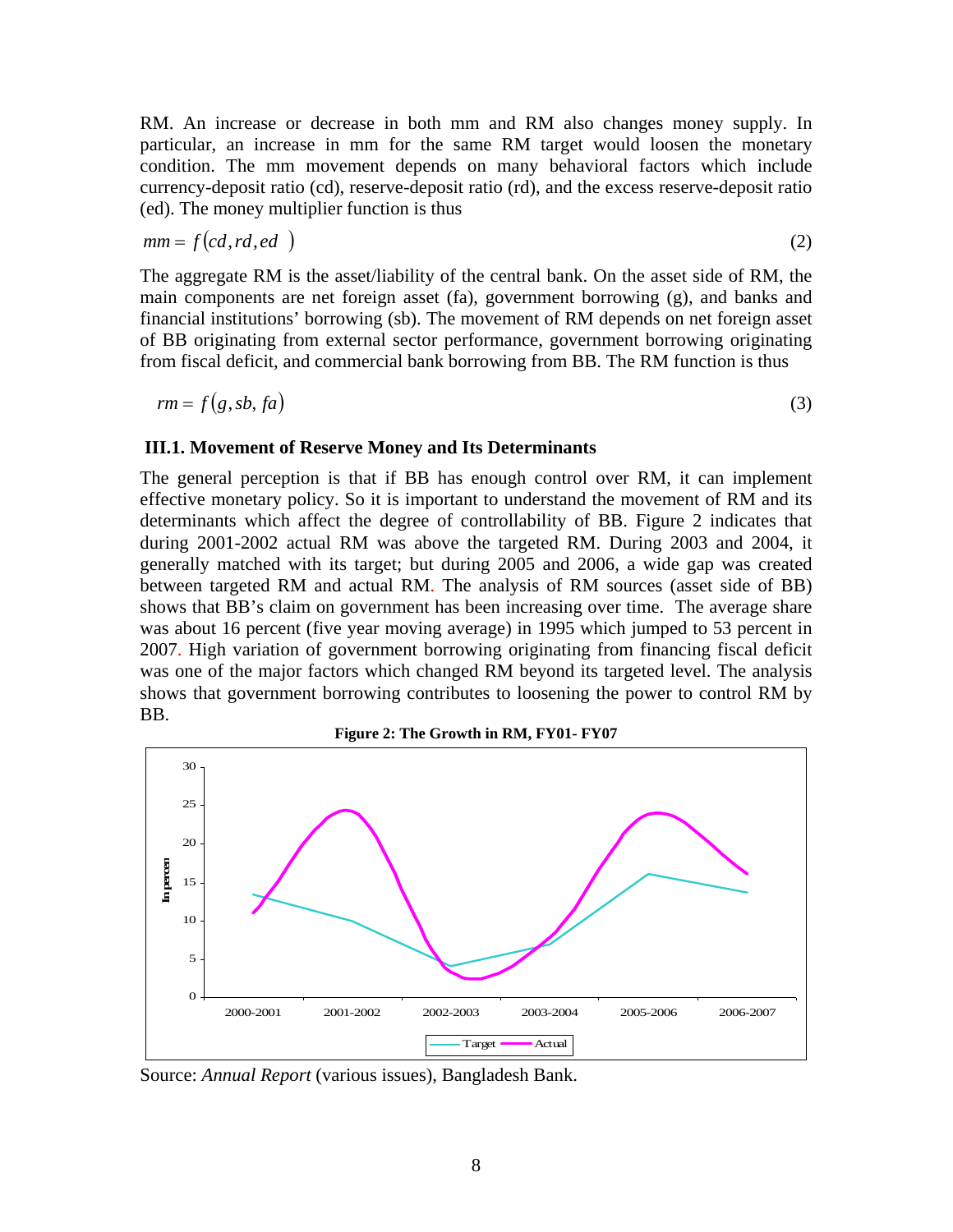RM. An increase or decrease in both mm and RM also changes money supply. In particular, an increase in mm for the same RM target would loosen the monetary condition. The mm movement depends on many behavioral factors which include currency-deposit ratio (cd), reserve-deposit ratio (rd), and the excess reserve-deposit ratio (ed). The money multiplier function is thus

$$mm = f(cd, rd, ed) \tag{2}$$

The aggregate RM is the asset/liability of the central bank. On the asset side of RM, the main components are net foreign asset (fa), government borrowing (g), and banks and financial institutions' borrowing (sb). The movement of RM depends on net foreign asset of BB originating from external sector performance, government borrowing originating from fiscal deficit, and commercial bank borrowing from BB. The RM function is thus

$$rm = f(g, sb, fa) \tag{3}$$

### III.1. Movement of Reserve Money and Its Determinants

The general perception is that if BB has enough control over RM, it can implement effective monetary policy. So it is important to understand the movement of RM and its determinants which affect the degree of controllability of BB. Figure 2 indicates that during 2001-2002 actual RM was above the targeted RM. During 2003 and 2004, it generally matched with its target; but during 2005 and 2006, a wide gap was created between targeted RM and actual RM. The analysis of RM sources (asset side of BB) shows that BB's claim on government has been increasing over time. The average share was about 16 percent (five year moving average) in 1995 which jumped to 53 percent in 2007. High variation of government borrowing originating from financing fiscal deficit was one of the major factors which changed RM beyond its targeted level. The analysis shows that government borrowing contributes to loosening the power to control RM by BB.

**Figure 2: The Growth in RM, FY01- FY07**

Source: *Annual Report* (various issues), Bangladesh Bank.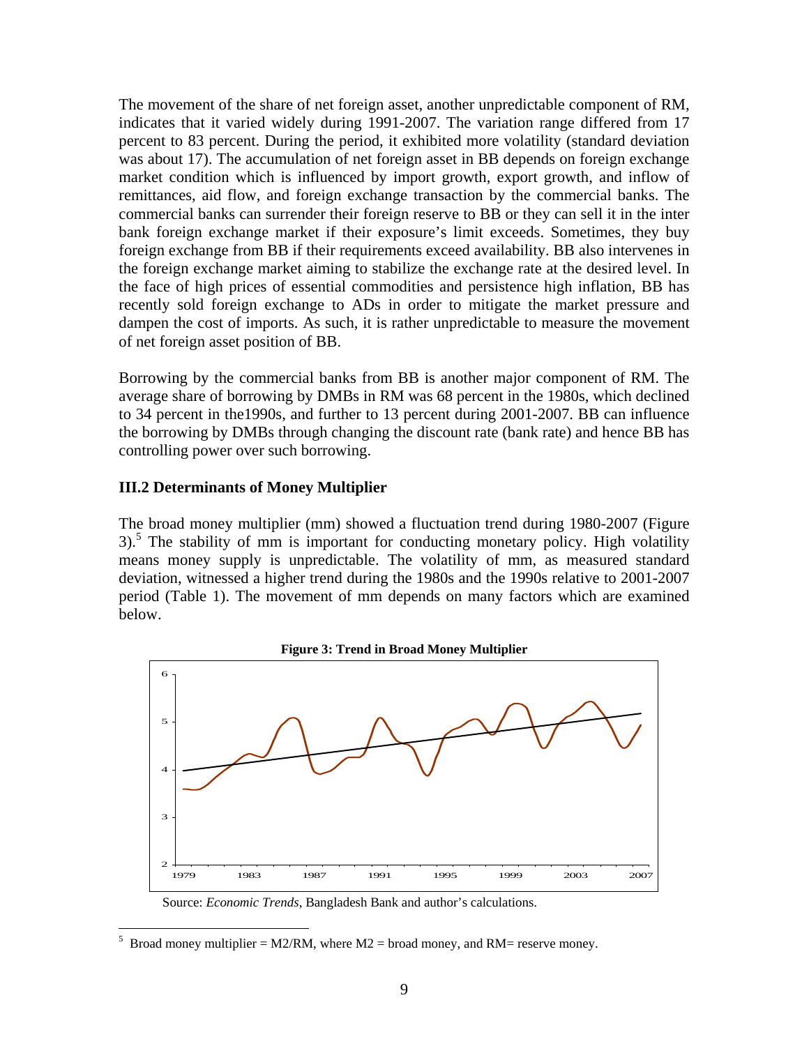The movement of the share of net foreign asset, another unpredictable component of RM, indicates that it varied widely during 1991-2007. The variation range differed from 17 percent to 83 percent. During the period, it exhibited more volatility (standard deviation was about 17). The accumulation of net foreign asset in BB depends on foreign exchange market condition which is influenced by import growth, export growth, and inflow of remittances, aid flow, and foreign exchange transaction by the commercial banks. The commercial banks can surrender their foreign reserve to BB or they can sell it in the inter bank foreign exchange market if their exposure's limit exceeds. Sometimes, they buy foreign exchange from BB if their requirements exceed availability. BB also intervenes in the foreign exchange market aiming to stabilize the exchange rate at the desired level. In the face of high prices of essential commodities and persistence high inflation, BB has recently sold foreign exchange to ADs in order to mitigate the market pressure and dampen the cost of imports. As such, it is rather unpredictable to measure the movement of net foreign asset position of BB.

Borrowing by the commercial banks from BB is another major component of RM. The average share of borrowing by DMBs in RM was 68 percent in the 1980s, which declined to 34 percent in the1990s, and further to 13 percent during 2001-2007. BB can influence the borrowing by DMBs through changing the discount rate (bank rate) and hence BB has controlling power over such borrowing.

### III.2 Determinants of Money Multiplier

The broad money multiplier (mm) showed a fluctuation trend during 1980-2007 (Figure 3).[5] The stability of mm is important for conducting monetary policy. High volatility means money supply is unpredictable. The volatility of mm, as measured standard deviation, witnessed a higher trend during the 1980s and the 1990s relative to 2001-2007 period (Table 1). The movement of mm depends on many factors which are examined below.

**Figure 3: Trend in Broad Money Multiplier**

Source: *Economic Trends*, Bangladesh Bank and author's calculations.

[5] Broad money multiplier = M2/RM, where M2 = broad money, and RM= reserve money.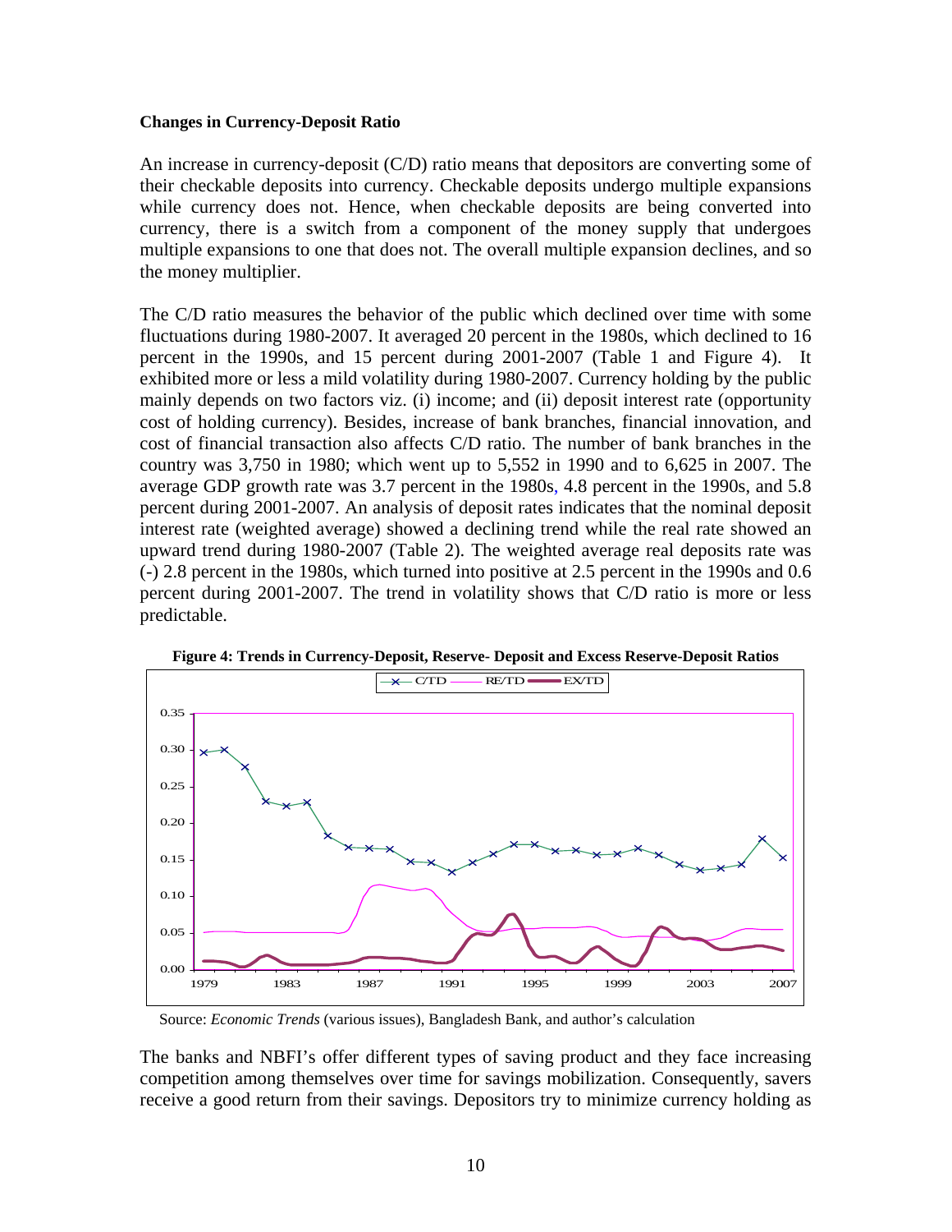**Changes in Currency-Deposit Ratio**

An increase in currency-deposit (C/D) ratio means that depositors are converting some of their checkable deposits into currency. Checkable deposits undergo multiple expansions while currency does not. Hence, when checkable deposits are being converted into currency, there is a switch from a component of the money supply that undergoes multiple expansions to one that does not. The overall multiple expansion declines, and so the money multiplier.

The C/D ratio measures the behavior of the public which declined over time with some fluctuations during 1980-2007. It averaged 20 percent in the 1980s, which declined to 16 percent in the 1990s, and 15 percent during 2001-2007 (Table 1 and Figure 4). It exhibited more or less a mild volatility during 1980-2007. Currency holding by the public mainly depends on two factors viz. (i) income; and (ii) deposit interest rate (opportunity cost of holding currency). Besides, increase of bank branches, financial innovation, and cost of financial transaction also affects C/D ratio. The number of bank branches in the country was 3,750 in 1980; which went up to 5,552 in 1990 and to 6,625 in 2007. The average GDP growth rate was 3.7 percent in the 1980s, 4.8 percent in the 1990s, and 5.8 percent during 2001-2007. An analysis of deposit rates indicates that the nominal deposit interest rate (weighted average) showed a declining trend while the real rate showed an upward trend during 1980-2007 (Table 2). The weighted average real deposits rate was (-) 2.8 percent in the 1980s, which turned into positive at 2.5 percent in the 1990s and 0.6 percent during 2001-2007. The trend in volatility shows that C/D ratio is more or less predictable.

**Figure 4: Trends in Currency-Deposit, Reserve- Deposit and Excess Reserve-Deposit Ratios**

Source: *Economic Trends* (various issues), Bangladesh Bank, and author's calculation

The banks and NBFI's offer different types of saving product and they face increasing competition among themselves over time for savings mobilization. Consequently, savers receive a good return from their savings. Depositors try to minimize currency holding as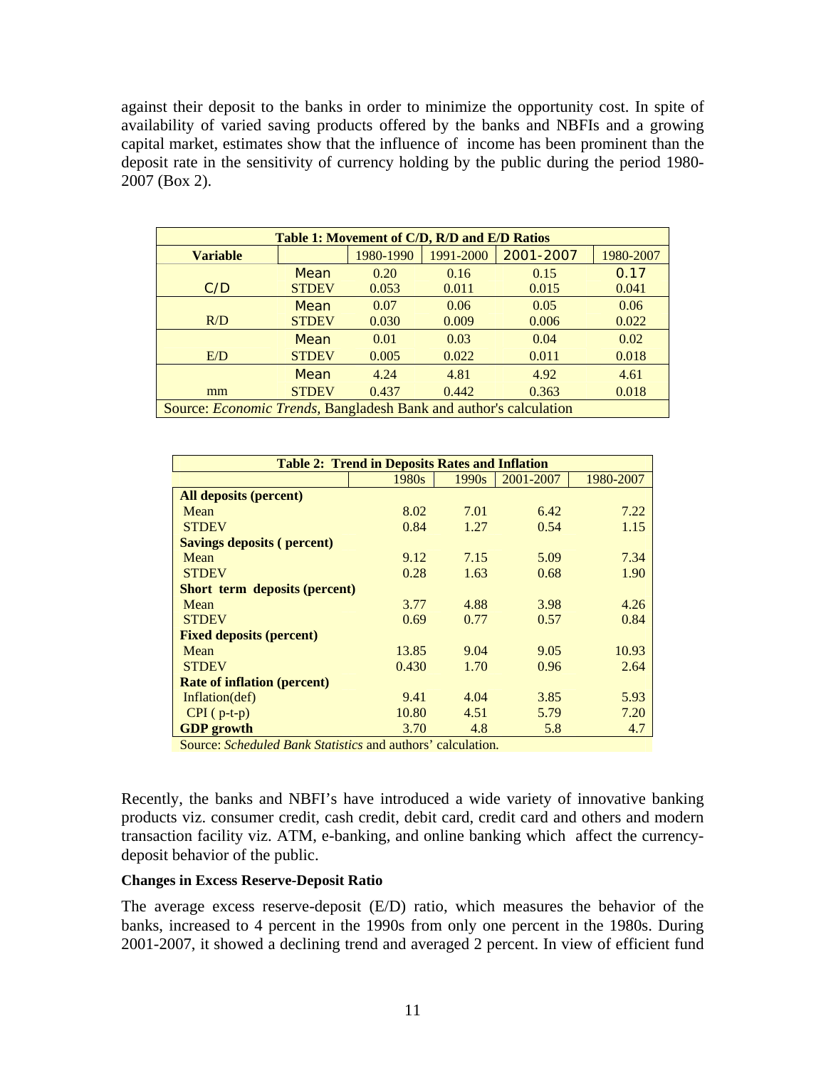against their deposit to the banks in order to minimize the opportunity cost. In spite of availability of varied saving products offered by the banks and NBFIs and a growing capital market, estimates show that the influence of income has been prominent than the deposit rate in the sensitivity of currency holding by the public during the period 1980-2007 (Box 2).

| Table 1: Movement of C/D, R/D and E/D Ratios | | | | | |
|---|---|---|---|---|---|
| **Variable** | | 1980-1990 | 1991-2000 | 2001-2007 | 1980-2007 |
| C/D | Mean | 0.20 | 0.16 | 0.15 | 0.17 |
| | STDEV | 0.053 | 0.011 | 0.015 | 0.041 |
| R/D | Mean | 0.07 | 0.06 | 0.05 | 0.06 |
| | STDEV | 0.030 | 0.009 | 0.006 | 0.022 |
| E/D | Mean | 0.01 | 0.03 | 0.04 | 0.02 |
| | STDEV | 0.005 | 0.022 | 0.011 | 0.018 |
| mm | Mean | 4.24 | 4.81 | 4.92 | 4.61 |
| | STDEV | 0.437 | 0.442 | 0.363 | 0.018 |

Source: *Economic Trends*, Bangladesh Bank and author's calculation

| Table 2: Trend in Deposits Rates and Inflation | | | | |
|---|---|---|---|---|
| | 1980s | 1990s | 2001-2007 | 1980-2007 |
| **All deposits (percent)** | | | | |
| Mean | 8.02 | 7.01 | 6.42 | 7.22 |
| STDEV | 0.84 | 1.27 | 0.54 | 1.15 |
| **Savings deposits ( percent)** | | | | |
| Mean | 9.12 | 7.15 | 5.09 | 7.34 |
| STDEV | 0.28 | 1.63 | 0.68 | 1.90 |
| **Short term deposits (percent)** | | | | |
| Mean | 3.77 | 4.88 | 3.98 | 4.26 |
| STDEV | 0.69 | 0.77 | 0.57 | 0.84 |
| **Fixed deposits (percent)** | | | | |
| Mean | 13.85 | 9.04 | 9.05 | 10.93 |
| STDEV | 0.430 | 1.70 | 0.96 | 2.64 |
| **Rate of inflation (percent)** | | | | |
| Inflation(def) | 9.41 | 4.04 | 3.85 | 5.93 |
| CPI ( p-t-p) | 10.80 | 4.51 | 5.79 | 7.20 |
| **GDP growth** | 3.70 | 4.8 | 5.8 | 4.7 |

Source: *Scheduled Bank Statistics* and authors' calculation.

Recently, the banks and NBFI's have introduced a wide variety of innovative banking products viz. consumer credit, cash credit, debit card, credit card and others and modern transaction facility viz. ATM, e-banking, and online banking which affect the currency-deposit behavior of the public.

**Changes in Excess Reserve-Deposit Ratio**

The average excess reserve-deposit (E/D) ratio, which measures the behavior of the banks, increased to 4 percent in the 1990s from only one percent in the 1980s. During 2001-2007, it showed a declining trend and averaged 2 percent. In view of efficient fund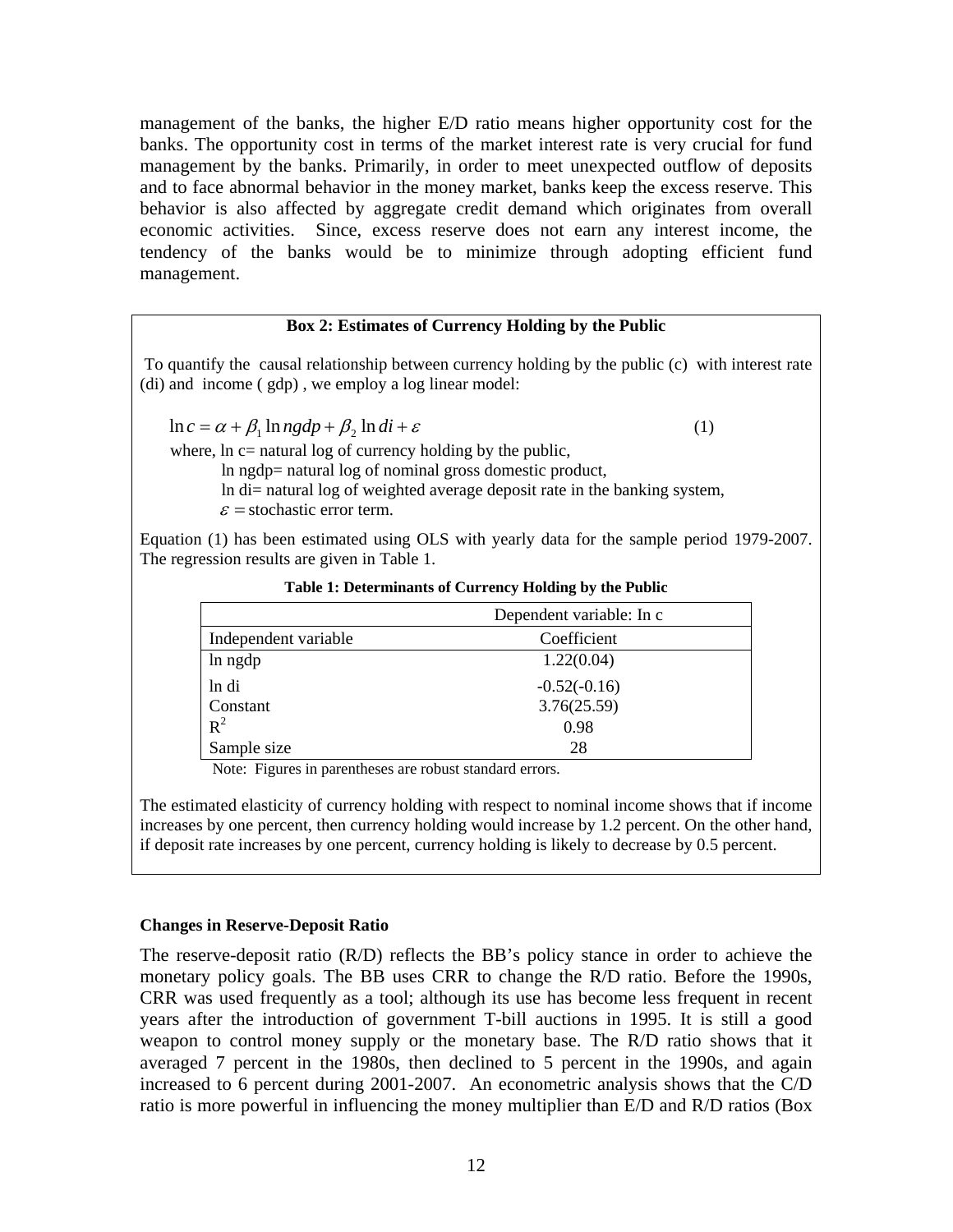management of the banks, the higher E/D ratio means higher opportunity cost for the banks. The opportunity cost in terms of the market interest rate is very crucial for fund management by the banks. Primarily, in order to meet unexpected outflow of deposits and to face abnormal behavior in the money market, banks keep the excess reserve. This behavior is also affected by aggregate credit demand which originates from overall economic activities. Since, excess reserve does not earn any interest income, the tendency of the banks would be to minimize through adopting efficient fund management.

**Box 2: Estimates of Currency Holding by the Public**

To quantify the causal relationship between currency holding by the public (c) with interest rate (di) and income ( gdp) , we employ a log linear model:

$$\ln c = \alpha + \beta_1 \ln ngdp + \beta_2 \ln di + \varepsilon \qquad (1)$$

where, ln c= natural log of currency holding by the public,

ln ngdp= natural log of nominal gross domestic product,

ln di= natural log of weighted average deposit rate in the banking system,

$\varepsilon$ = stochastic error term.

Equation (1) has been estimated using OLS with yearly data for the sample period 1979-2007. The regression results are given in Table 1.

**Table 1: Determinants of Currency Holding by the Public**

| | Dependent variable: In c |
|---|---|
| Independent variable | Coefficient |
| ln ngdp | 1.22(0.04) |
| ln di | -0.52(-0.16) |
| Constant | 3.76(25.59) |
| $R^2$ | 0.98 |
| Sample size | 28 |

Note: Figures in parentheses are robust standard errors.

The estimated elasticity of currency holding with respect to nominal income shows that if income increases by one percent, then currency holding would increase by 1.2 percent. On the other hand, if deposit rate increases by one percent, currency holding is likely to decrease by 0.5 percent.

**Changes in Reserve-Deposit Ratio**

The reserve-deposit ratio (R/D) reflects the BB's policy stance in order to achieve the monetary policy goals. The BB uses CRR to change the R/D ratio. Before the 1990s, CRR was used frequently as a tool; although its use has become less frequent in recent years after the introduction of government T-bill auctions in 1995. It is still a good weapon to control money supply or the monetary base. The R/D ratio shows that it averaged 7 percent in the 1980s, then declined to 5 percent in the 1990s, and again increased to 6 percent during 2001-2007. An econometric analysis shows that the C/D ratio is more powerful in influencing the money multiplier than E/D and R/D ratios (Box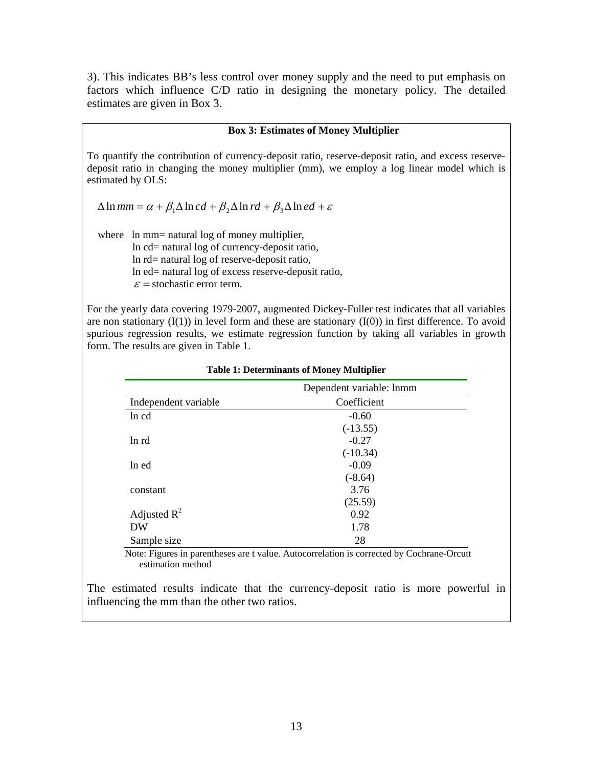3). This indicates BB's less control over money supply and the need to put emphasis on factors which influence C/D ratio in designing the monetary policy. The detailed estimates are given in Box 3.

**Box 3: Estimates of Money Multiplier**

To quantify the contribution of currency-deposit ratio, reserve-deposit ratio, and excess reserve-deposit ratio in changing the money multiplier (mm), we employ a log linear model which is estimated by OLS:

$$\Delta \ln mm = \alpha + \beta_1 \Delta \ln cd + \beta_2 \Delta \ln rd + \beta_3 \Delta \ln ed + \varepsilon$$

where ln mm= natural log of money multiplier,
ln cd= natural log of currency-deposit ratio,
ln rd= natural log of reserve-deposit ratio,
ln ed= natural log of excess reserve-deposit ratio,
$\varepsilon$ = stochastic error term.

For the yearly data covering 1979-2007, augmented Dickey-Fuller test indicates that all variables are non stationary (I(1)) in level form and these are stationary (I(0)) in first difference. To avoid spurious regression results, we estimate regression function by taking all variables in growth form. The results are given in Table 1.

**Table 1: Determinants of Money Multiplier**

| | Dependent variable: lnmm |
|---|---|
| Independent variable | Coefficient |
| ln cd | -0.60 |
| | (-13.55) |
| ln rd | -0.27 |
| | (-10.34) |
| ln ed | -0.09 |
| | (-8.64) |
| constant | 3.76 |
| | (25.59) |
| Adjusted $R^2$ | 0.92 |
| DW | 1.78 |
| Sample size | 28 |

Note: Figures in parentheses are t value. Autocorrelation is corrected by Cochrane-Orcutt estimation method

The estimated results indicate that the currency-deposit ratio is more powerful in influencing the mm than the other two ratios.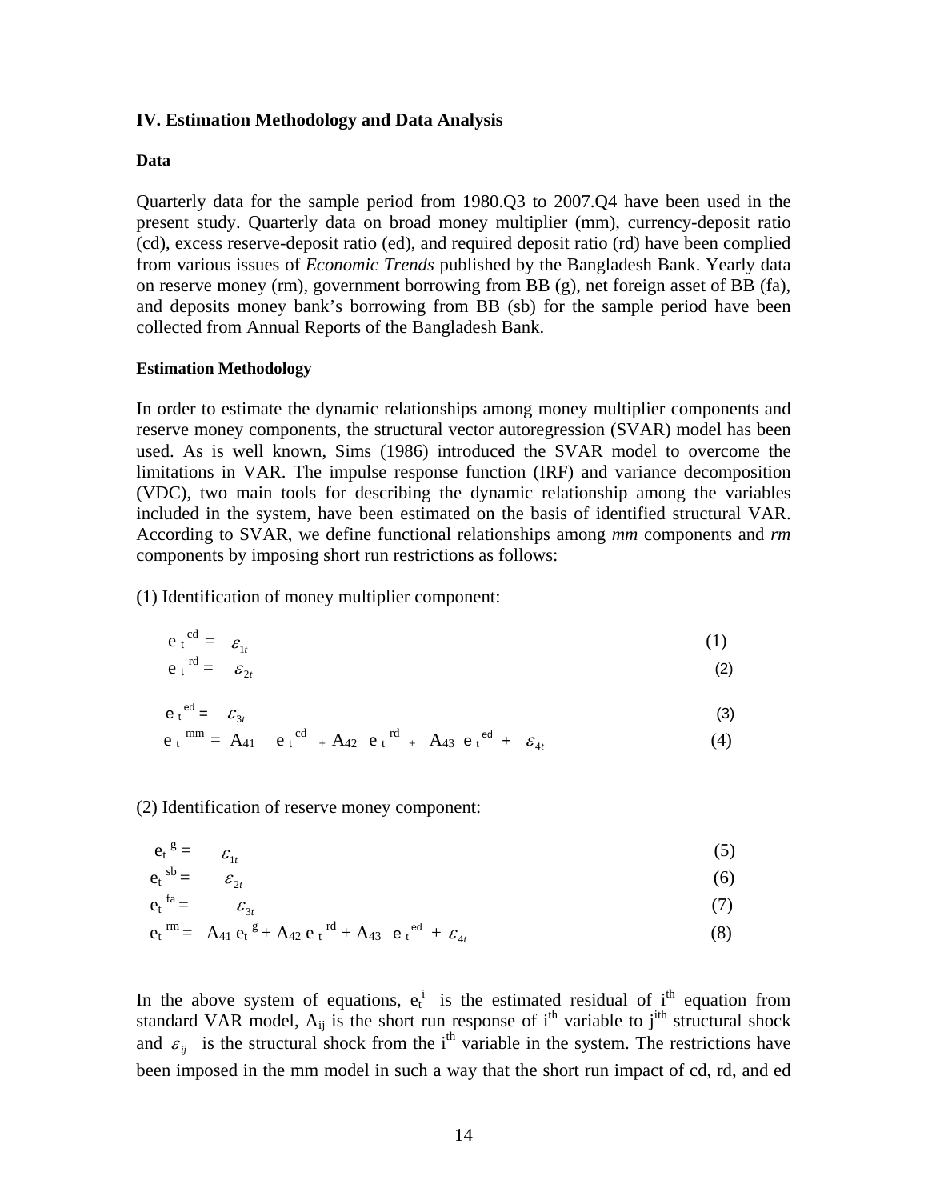## IV. Estimation Methodology and Data Analysis

### Data

Quarterly data for the sample period from 1980.Q3 to 2007.Q4 have been used in the present study. Quarterly data on broad money multiplier (mm), currency-deposit ratio (cd), excess reserve-deposit ratio (ed), and required deposit ratio (rd) have been complied from various issues of *Economic Trends* published by the Bangladesh Bank. Yearly data on reserve money (rm), government borrowing from BB (g), net foreign asset of BB (fa), and deposits money bank's borrowing from BB (sb) for the sample period have been collected from Annual Reports of the Bangladesh Bank.

### Estimation Methodology

In order to estimate the dynamic relationships among money multiplier components and reserve money components, the structural vector autoregression (SVAR) model has been used. As is well known, Sims (1986) introduced the SVAR model to overcome the limitations in VAR. The impulse response function (IRF) and variance decomposition (VDC), two main tools for describing the dynamic relationship among the variables included in the system, have been estimated on the basis of identified structural VAR. According to SVAR, we define functional relationships among *mm* components and *rm* components by imposing short run restrictions as follows:

(1) Identification of money multiplier component:

$$e_t^{cd} = \varepsilon_{1t} \quad (1)$$

$$e_t^{rd} = \varepsilon_{2t} \quad (2)$$

$$e_t^{ed} = \varepsilon_{3t} \quad (3)$$

$$e_t^{mm} = A_{41} e_t^{cd} + A_{42} e_t^{rd} + A_{43} e_t^{ed} + \varepsilon_{4t} \quad (4)$$

(2) Identification of reserve money component:

$$e_t^{g} = \varepsilon_{1t} \quad (5)$$

$$e_t^{sb} = \varepsilon_{2t} \quad (6)$$

$$e_t^{fa} = \varepsilon_{3t} \quad (7)$$

$$e_t^{rm} = A_{41} e_t^{g} + A_{42} e_t^{rd} + A_{43} e_t^{ed} + \varepsilon_{4t} \quad (8)$$

In the above system of equations, $e_t^i$ is the estimated residual of $i^{th}$ equation from standard VAR model, $A_{ij}$ is the short run response of $i^{th}$ variable to $j^{ith}$ structural shock and $\varepsilon_{ij}$ is the structural shock from the $i^{th}$ variable in the system. The restrictions have been imposed in the mm model in such a way that the short run impact of cd, rd, and ed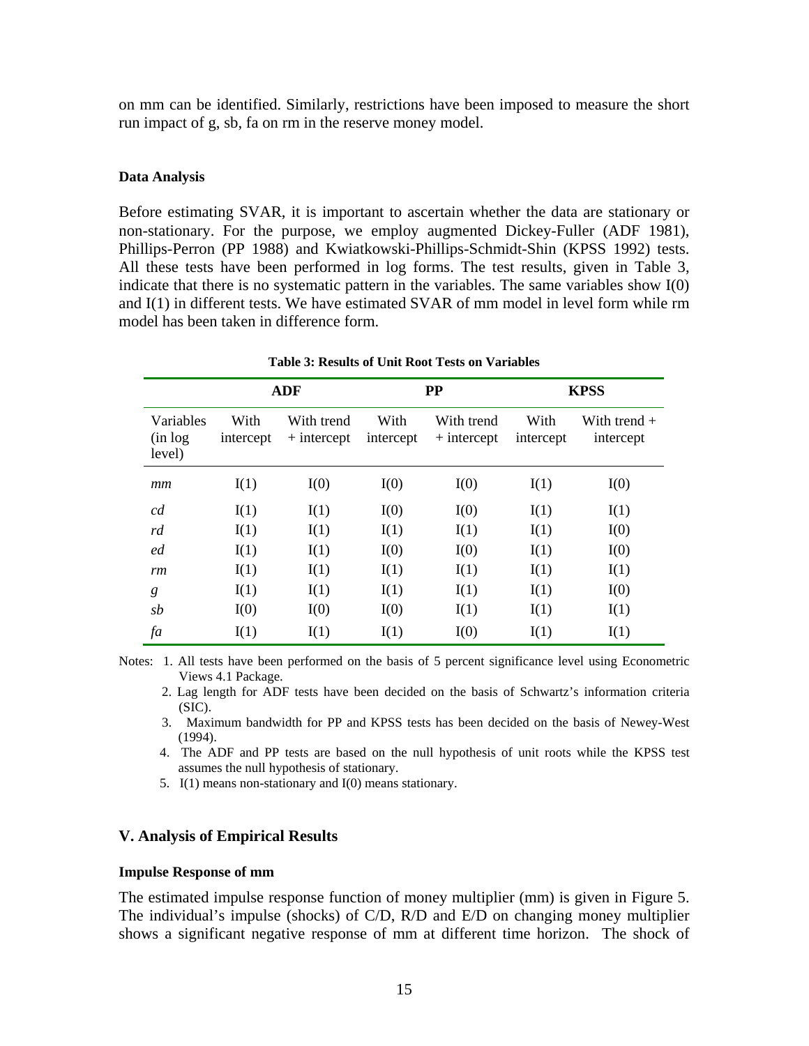on mm can be identified. Similarly, restrictions have been imposed to measure the short run impact of g, sb, fa on rm in the reserve money model.

#### Data Analysis

Before estimating SVAR, it is important to ascertain whether the data are stationary or non-stationary. For the purpose, we employ augmented Dickey-Fuller (ADF 1981), Phillips-Perron (PP 1988) and Kwiatkowski-Phillips-Schmidt-Shin (KPSS 1992) tests. All these tests have been performed in log forms. The test results, given in Table 3, indicate that there is no systematic pattern in the variables. The same variables show I(0) and I(1) in different tests. We have estimated SVAR of mm model in level form while rm model has been taken in difference form.

**Table 3: Results of Unit Root Tests on Variables**

| | ADF | | PP | | KPSS | |
|---|---|---|---|---|---|---|
| Variables (in log level) | With intercept | With trend + intercept | With intercept | With trend + intercept | With intercept | With trend + intercept |
| *mm* | I(1) | I(0) | I(0) | I(0) | I(1) | I(0) |
| *cd* | I(1) | I(1) | I(0) | I(0) | I(1) | I(1) |
| *rd* | I(1) | I(1) | I(1) | I(1) | I(1) | I(0) |
| *ed* | I(1) | I(1) | I(0) | I(0) | I(1) | I(0) |
| *rm* | I(1) | I(1) | I(1) | I(1) | I(1) | I(1) |
| *g* | I(1) | I(1) | I(1) | I(1) | I(1) | I(0) |
| *sb* | I(0) | I(0) | I(0) | I(1) | I(1) | I(1) |
| *fa* | I(1) | I(1) | I(1) | I(0) | I(1) | I(1) |

Notes:
1. All tests have been performed on the basis of 5 percent significance level using Econometric Views 4.1 Package.
2. Lag length for ADF tests have been decided on the basis of Schwartz's information criteria (SIC).
3. Maximum bandwidth for PP and KPSS tests has been decided on the basis of Newey-West (1994).
4. The ADF and PP tests are based on the null hypothesis of unit roots while the KPSS test assumes the null hypothesis of stationary.
5. I(1) means non-stationary and I(0) means stationary.

## V. Analysis of Empirical Results

#### Impulse Response of mm

The estimated impulse response function of money multiplier (mm) is given in Figure 5. The individual's impulse (shocks) of C/D, R/D and E/D on changing money multiplier shows a significant negative response of mm at different time horizon. The shock of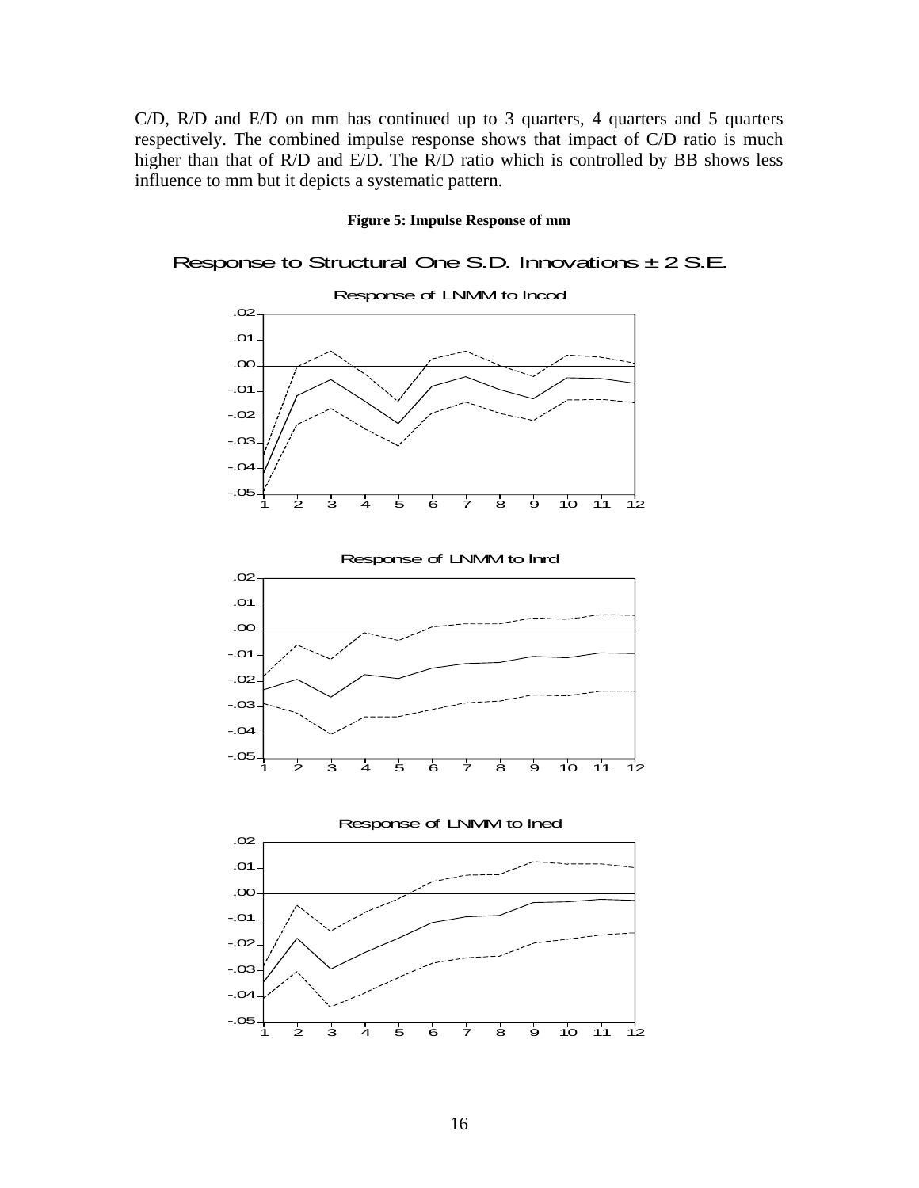C/D, R/D and E/D on mm has continued up to 3 quarters, 4 quarters and 5 quarters respectively. The combined impulse response shows that impact of C/D ratio is much higher than that of R/D and E/D. The R/D ratio which is controlled by BB shows less influence to mm but it depicts a systematic pattern.

**Figure 5: Impulse Response of mm**

Response to Structural One S.D. Innovations ± 2 S.E.

Response of LNMM to lncod

Response of LNMM to lnrd

Response of LNMM to lned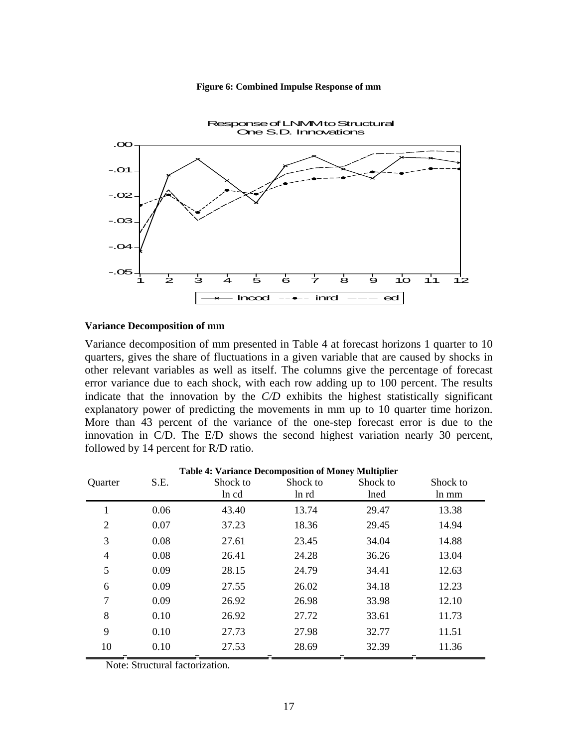**Figure 6: Combined Impulse Response of mm**

**Variance Decomposition of mm**

Variance decomposition of mm presented in Table 4 at forecast horizons 1 quarter to 10 quarters, gives the share of fluctuations in a given variable that are caused by shocks in other relevant variables as well as itself. The columns give the percentage of forecast error variance due to each shock, with each row adding up to 100 percent. The results indicate that the innovation by the *C/D* exhibits the highest statistically significant explanatory power of predicting the movements in mm up to 10 quarter time horizon. More than 43 percent of the variance of the one-step forecast error is due to the innovation in C/D. The E/D shows the second highest variation nearly 30 percent, followed by 14 percent for R/D ratio.

**Table 4: Variance Decomposition of Money Multiplier**

| Quarter | S.E. | Shock to ln cd | Shock to ln rd | Shock to lned | Shock to ln mm |
|---|---|---|---|---|---|
| 1 | 0.06 | 43.40 | 13.74 | 29.47 | 13.38 |
| 2 | 0.07 | 37.23 | 18.36 | 29.45 | 14.94 |
| 3 | 0.08 | 27.61 | 23.45 | 34.04 | 14.88 |
| 4 | 0.08 | 26.41 | 24.28 | 36.26 | 13.04 |
| 5 | 0.09 | 28.15 | 24.79 | 34.41 | 12.63 |
| 6 | 0.09 | 27.55 | 26.02 | 34.18 | 12.23 |
| 7 | 0.09 | 26.92 | 26.98 | 33.98 | 12.10 |
| 8 | 0.10 | 26.92 | 27.72 | 33.61 | 11.73 |
| 9 | 0.10 | 27.73 | 27.98 | 32.77 | 11.51 |
| 10 | 0.10 | 27.53 | 28.69 | 32.39 | 11.36 |

Note: Structural factorization.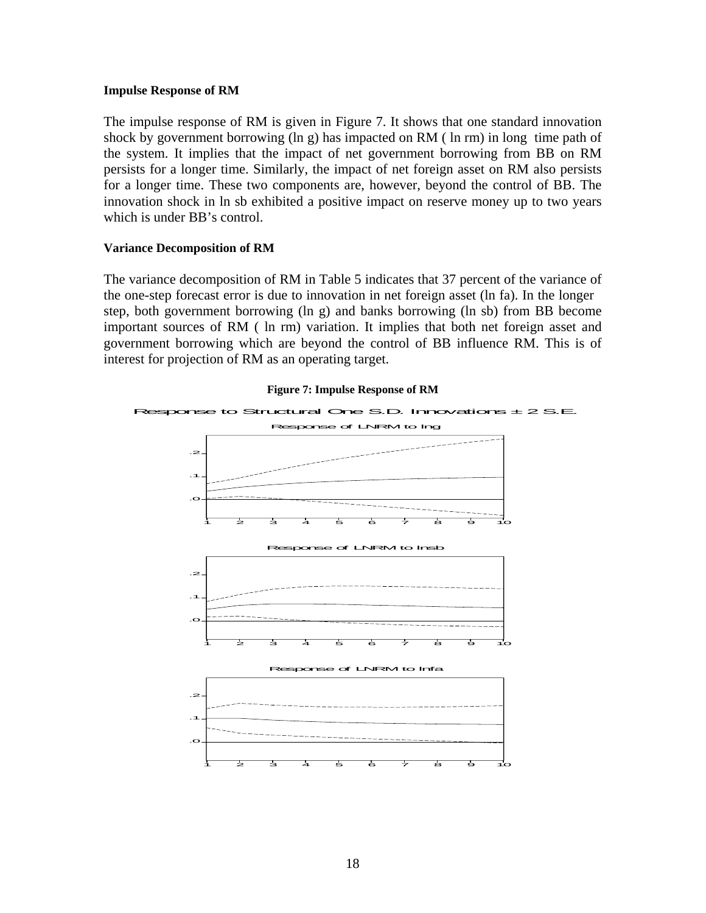**Impulse Response of RM**

The impulse response of RM is given in Figure 7. It shows that one standard innovation shock by government borrowing (ln g) has impacted on RM ( ln rm) in long time path of the system. It implies that the impact of net government borrowing from BB on RM persists for a longer time. Similarly, the impact of net foreign asset on RM also persists for a longer time. These two components are, however, beyond the control of BB. The innovation shock in ln sb exhibited a positive impact on reserve money up to two years which is under BB's control.

**Variance Decomposition of RM**

The variance decomposition of RM in Table 5 indicates that 37 percent of the variance of the one-step forecast error is due to innovation in net foreign asset (ln fa). In the longer step, both government borrowing (ln g) and banks borrowing (ln sb) from BB become important sources of RM ( ln rm) variation. It implies that both net foreign asset and government borrowing which are beyond the control of BB influence RM. This is of interest for projection of RM as an operating target.

**Figure 7: Impulse Response of RM**

Response to Structural One S.D. Innovations ± 2 S.E.

Response of LNRM to lng

Response of LNRM to lnsb

Response of LNRM to lnfa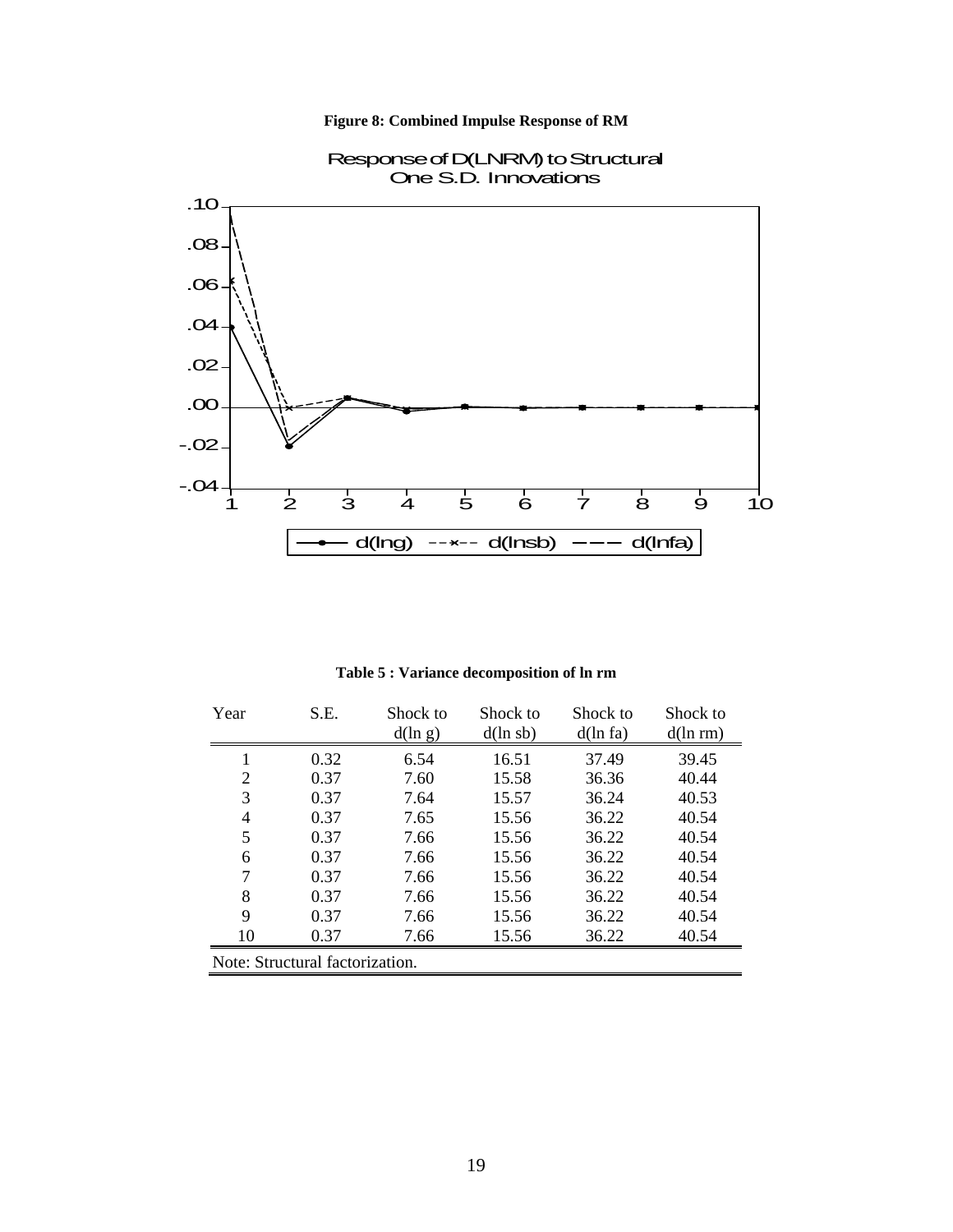**Figure 8: Combined Impulse Response of RM**

**Table 5 : Variance decomposition of ln rm**

| Year | S.E. | Shock to d(ln g) | Shock to d(ln sb) | Shock to d(ln fa) | Shock to d(ln rm) |
|---|---|---|---|---|---|
| 1 | 0.32 | 6.54 | 16.51 | 37.49 | 39.45 |
| 2 | 0.37 | 7.60 | 15.58 | 36.36 | 40.44 |
| 3 | 0.37 | 7.64 | 15.57 | 36.24 | 40.53 |
| 4 | 0.37 | 7.65 | 15.56 | 36.22 | 40.54 |
| 5 | 0.37 | 7.66 | 15.56 | 36.22 | 40.54 |
| 6 | 0.37 | 7.66 | 15.56 | 36.22 | 40.54 |
| 7 | 0.37 | 7.66 | 15.56 | 36.22 | 40.54 |
| 8 | 0.37 | 7.66 | 15.56 | 36.22 | 40.54 |
| 9 | 0.37 | 7.66 | 15.56 | 36.22 | 40.54 |
| 10 | 0.37 | 7.66 | 15.56 | 36.22 | 40.54 |

Note: Structural factorization.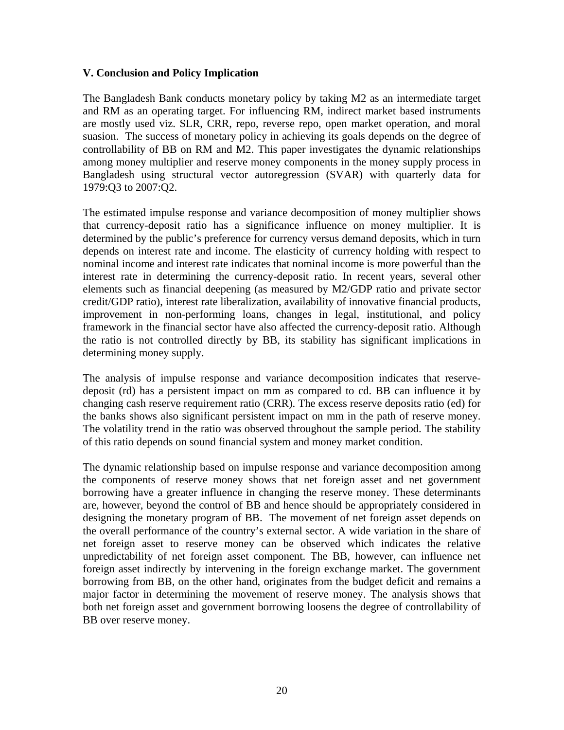### V. Conclusion and Policy Implication

The Bangladesh Bank conducts monetary policy by taking M2 as an intermediate target and RM as an operating target. For influencing RM, indirect market based instruments are mostly used viz. SLR, CRR, repo, reverse repo, open market operation, and moral suasion. The success of monetary policy in achieving its goals depends on the degree of controllability of BB on RM and M2. This paper investigates the dynamic relationships among money multiplier and reserve money components in the money supply process in Bangladesh using structural vector autoregression (SVAR) with quarterly data for 1979:Q3 to 2007:Q2.

The estimated impulse response and variance decomposition of money multiplier shows that currency-deposit ratio has a significance influence on money multiplier. It is determined by the public's preference for currency versus demand deposits, which in turn depends on interest rate and income. The elasticity of currency holding with respect to nominal income and interest rate indicates that nominal income is more powerful than the interest rate in determining the currency-deposit ratio. In recent years, several other elements such as financial deepening (as measured by M2/GDP ratio and private sector credit/GDP ratio), interest rate liberalization, availability of innovative financial products, improvement in non-performing loans, changes in legal, institutional, and policy framework in the financial sector have also affected the currency-deposit ratio. Although the ratio is not controlled directly by BB, its stability has significant implications in determining money supply.

The analysis of impulse response and variance decomposition indicates that reserve-deposit (rd) has a persistent impact on mm as compared to cd. BB can influence it by changing cash reserve requirement ratio (CRR). The excess reserve deposits ratio (ed) for the banks shows also significant persistent impact on mm in the path of reserve money. The volatility trend in the ratio was observed throughout the sample period. The stability of this ratio depends on sound financial system and money market condition.

The dynamic relationship based on impulse response and variance decomposition among the components of reserve money shows that net foreign asset and net government borrowing have a greater influence in changing the reserve money. These determinants are, however, beyond the control of BB and hence should be appropriately considered in designing the monetary program of BB. The movement of net foreign asset depends on the overall performance of the country's external sector. A wide variation in the share of net foreign asset to reserve money can be observed which indicates the relative unpredictability of net foreign asset component. The BB, however, can influence net foreign asset indirectly by intervening in the foreign exchange market. The government borrowing from BB, on the other hand, originates from the budget deficit and remains a major factor in determining the movement of reserve money. The analysis shows that both net foreign asset and government borrowing loosens the degree of controllability of BB over reserve money.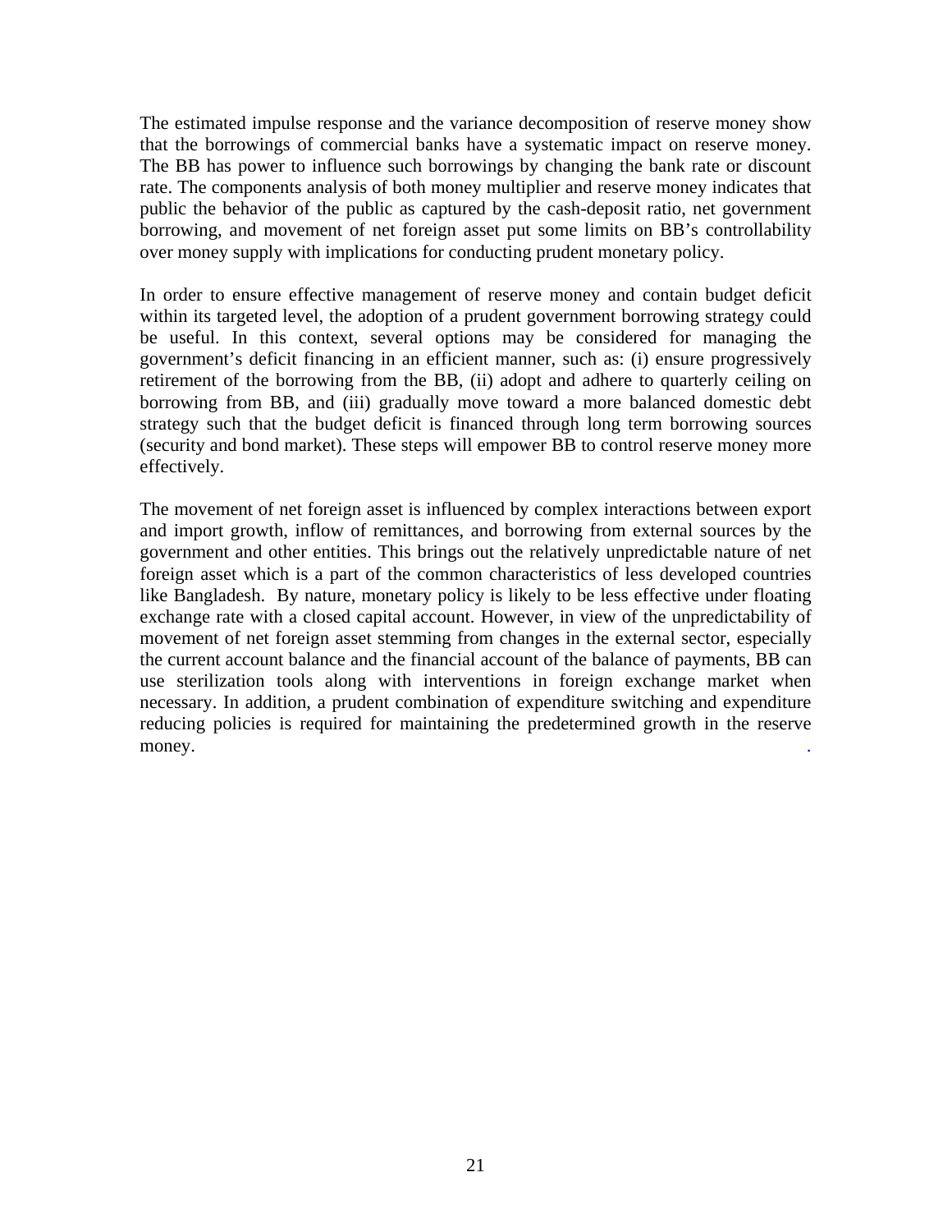The estimated impulse response and the variance decomposition of reserve money show that the borrowings of commercial banks have a systematic impact on reserve money. The BB has power to influence such borrowings by changing the bank rate or discount rate. The components analysis of both money multiplier and reserve money indicates that public the behavior of the public as captured by the cash-deposit ratio, net government borrowing, and movement of net foreign asset put some limits on BB's controllability over money supply with implications for conducting prudent monetary policy.

In order to ensure effective management of reserve money and contain budget deficit within its targeted level, the adoption of a prudent government borrowing strategy could be useful. In this context, several options may be considered for managing the government's deficit financing in an efficient manner, such as: (i) ensure progressively retirement of the borrowing from the BB, (ii) adopt and adhere to quarterly ceiling on borrowing from BB, and (iii) gradually move toward a more balanced domestic debt strategy such that the budget deficit is financed through long term borrowing sources (security and bond market). These steps will empower BB to control reserve money more effectively.

The movement of net foreign asset is influenced by complex interactions between export and import growth, inflow of remittances, and borrowing from external sources by the government and other entities. This brings out the relatively unpredictable nature of net foreign asset which is a part of the common characteristics of less developed countries like Bangladesh. By nature, monetary policy is likely to be less effective under floating exchange rate with a closed capital account. However, in view of the unpredictability of movement of net foreign asset stemming from changes in the external sector, especially the current account balance and the financial account of the balance of payments, BB can use sterilization tools along with interventions in foreign exchange market when necessary. In addition, a prudent combination of expenditure switching and expenditure reducing policies is required for maintaining the predetermined growth in the reserve money.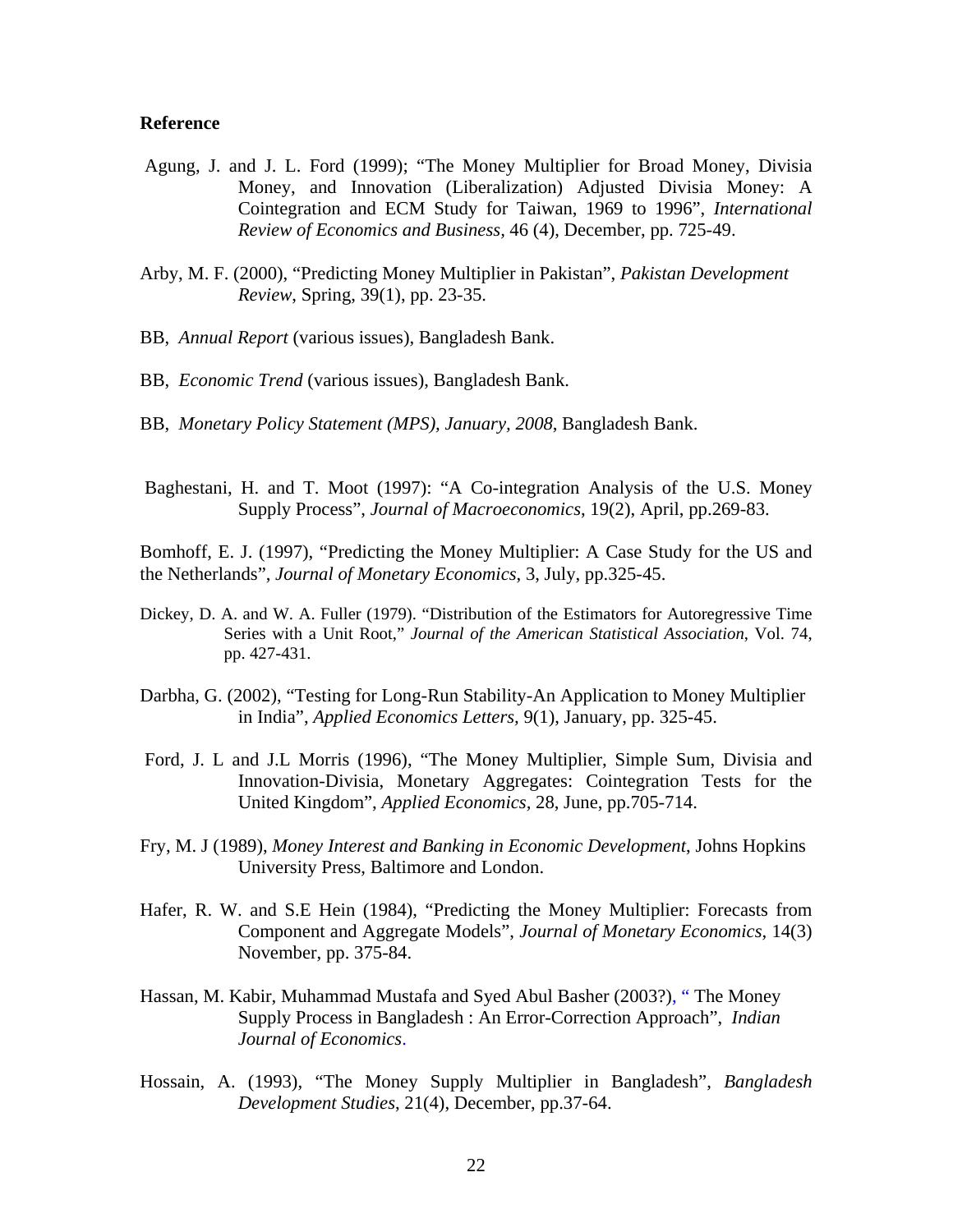**Reference**

Agung, J. and J. L. Ford (1999); "The Money Multiplier for Broad Money, Divisia Money, and Innovation (Liberalization) Adjusted Divisia Money: A Cointegration and ECM Study for Taiwan, 1969 to 1996", *International Review of Economics and Business*, 46 (4), December, pp. 725-49.

Arby, M. F. (2000), "Predicting Money Multiplier in Pakistan", *Pakistan Development Review*, Spring, 39(1), pp. 23-35.

BB, *Annual Report* (various issues), Bangladesh Bank.

BB, *Economic Trend* (various issues), Bangladesh Bank.

BB, *Monetary Policy Statement (MPS), January, 2008*, Bangladesh Bank.

Baghestani, H. and T. Moot (1997): "A Co-integration Analysis of the U.S. Money Supply Process", *Journal of Macroeconomics*, 19(2), April, pp.269-83.

Bomhoff, E. J. (1997), "Predicting the Money Multiplier: A Case Study for the US and the Netherlands", *Journal of Monetary Economics*, 3, July, pp.325-45.

Dickey, D. A. and W. A. Fuller (1979). "Distribution of the Estimators for Autoregressive Time Series with a Unit Root," *Journal of the American Statistical Association*, Vol. 74, pp. 427-431.

Darbha, G. (2002), "Testing for Long-Run Stability-An Application to Money Multiplier in India", *Applied Economics Letters*, 9(1), January, pp. 325-45.

Ford, J. L and J.L Morris (1996), "The Money Multiplier, Simple Sum, Divisia and Innovation-Divisia, Monetary Aggregates: Cointegration Tests for the United Kingdom", *Applied Economics*, 28, June, pp.705-714.

Fry, M. J (1989), *Money Interest and Banking in Economic Development*, Johns Hopkins University Press, Baltimore and London.

Hafer, R. W. and S.E Hein (1984), "Predicting the Money Multiplier: Forecasts from Component and Aggregate Models", *Journal of Monetary Economics*, 14(3) November, pp. 375-84.

Hassan, M. Kabir, Muhammad Mustafa and Syed Abul Basher (2003?), " The Money Supply Process in Bangladesh : An Error-Correction Approach", *Indian Journal of Economics*.

Hossain, A. (1993), "The Money Supply Multiplier in Bangladesh", *Bangladesh Development Studies*, 21(4), December, pp.37-64.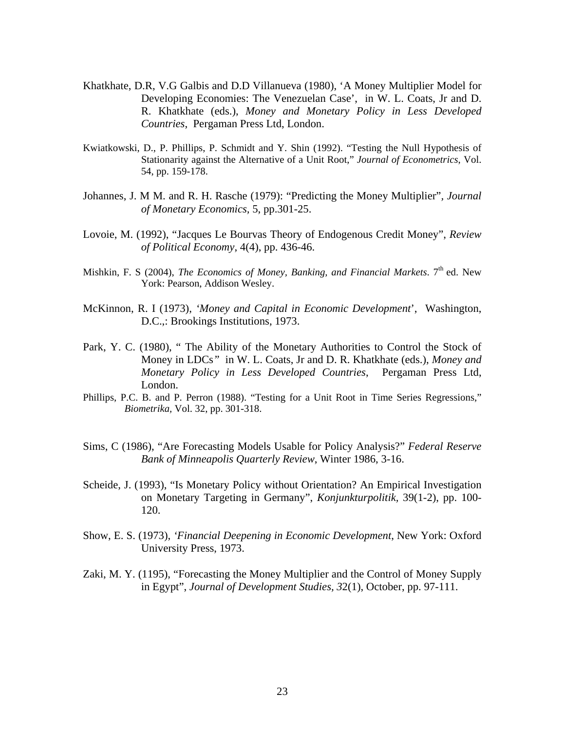Khatkhate, D.R, V.G Galbis and D.D Villanueva (1980), 'A Money Multiplier Model for Developing Economies: The Venezuelan Case', in W. L. Coats, Jr and D. R. Khatkhate (eds.), *Money and Monetary Policy in Less Developed Countries*, Pergaman Press Ltd, London.

Kwiatkowski, D., P. Phillips, P. Schmidt and Y. Shin (1992). "Testing the Null Hypothesis of Stationarity against the Alternative of a Unit Root," *Journal of Econometrics*, Vol. 54, pp. 159-178.

Johannes, J. M M. and R. H. Rasche (1979): "Predicting the Money Multiplier", *Journal of Monetary Economics*, 5, pp.301-25.

Lovoie, M. (1992), "Jacques Le Bourvas Theory of Endogenous Credit Money", *Review of Political Economy*, 4(4), pp. 436-46.

Mishkin, F. S (2004), *The Economics of Money, Banking, and Financial Markets*. 7th ed. New York: Pearson, Addison Wesley.

McKinnon, R. I (1973), '*Money and Capital in Economic Development*', Washington, D.C.,: Brookings Institutions, 1973.

Park, Y. C. (1980), " The Ability of the Monetary Authorities to Control the Stock of Money in LDCs" in W. L. Coats, Jr and D. R. Khatkhate (eds.), *Money and Monetary Policy in Less Developed Countries*, Pergaman Press Ltd, London.

Phillips, P.C. B. and P. Perron (1988). "Testing for a Unit Root in Time Series Regressions," *Biometrika*, Vol. 32, pp. 301-318.

Sims, C (1986), "Are Forecasting Models Usable for Policy Analysis?" *Federal Reserve Bank of Minneapolis Quarterly Review*, Winter 1986, 3-16.

Scheide, J. (1993), "Is Monetary Policy without Orientation? An Empirical Investigation on Monetary Targeting in Germany", *Konjunkturpolitik*, 39(1-2), pp. 100-120.

Show, E. S. (1973), '*Financial Deepening in Economic Development*, New York: Oxford University Press, 1973.

Zaki, M. Y. (1195), "Forecasting the Money Multiplier and the Control of Money Supply in Egypt", *Journal of Development Studies*, *3*2(1), October, pp. 97-111.